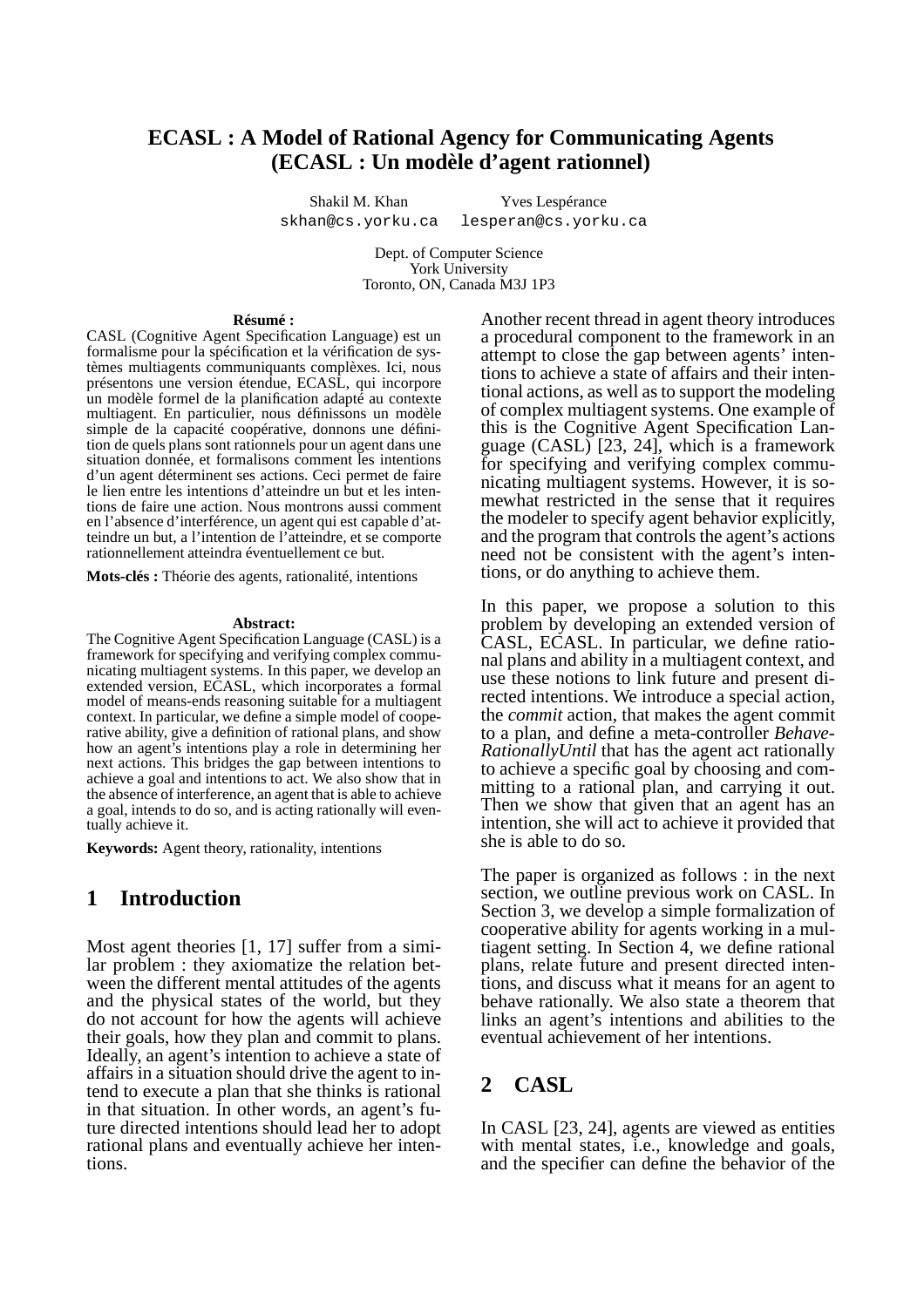# ECASL : A Model of Rational Agency for Communicating Agents (ECASL : Un modèle d'agent rationnel)

Shakil M. Khan
skhan@cs.yorku.ca

Yves Lespérance
lesperan@cs.yorku.ca

Dept. of Computer Science
York University
Toronto, ON, Canada M3J 1P3

**Résumé :**

CASL (Cognitive Agent Specification Language) est un formalisme pour la spécification et la vérification de systèmes multiagents communiquants complèxes. Ici, nous présentons une version étendue, ECASL, qui incorpore un modèle formel de la planification adapté au contexte multiagent. En particulier, nous définissons un modèle simple de la capacité coopérative, donnons une définition de quels plans sont rationnels pour un agent dans une situation donnée, et formalisons comment les intentions d'un agent déterminent ses actions. Ceci permet de faire le lien entre les intentions d'atteindre un but et les intentions de faire une action. Nous montrons aussi comment en l'absence d'interférence, un agent qui est capable d'atteindre un but, a l'intention de l'atteindre, et se comporte rationnellement atteindra éventuellement ce but.

**Mots-clés :** Théorie des agents, rationalité, intentions

**Abstract:**

The Cognitive Agent Specification Language (CASL) is a framework for specifying and verifying complex communicating multiagent systems. In this paper, we develop an extended version, ECASL, which incorporates a formal model of means-ends reasoning suitable for a multiagent context. In particular, we define a simple model of cooperative ability, give a definition of rational plans, and show how an agent's intentions play a role in determining her next actions. This bridges the gap between intentions to achieve a goal and intentions to act. We also show that in the absence of interference, an agent that is able to achieve a goal, intends to do so, and is acting rationally will eventually achieve it.

**Keywords:** Agent theory, rationality, intentions

## 1 Introduction

Most agent theories [1, 17] suffer from a similar problem : they axiomatize the relation between the different mental attitudes of the agents and the physical states of the world, but they do not account for how the agents will achieve their goals, how they plan and commit to plans. Ideally, an agent's intention to achieve a state of affairs in a situation should drive the agent to intend to execute a plan that she thinks is rational in that situation. In other words, an agent's future directed intentions should lead her to adopt rational plans and eventually achieve her intentions.

Another recent thread in agent theory introduces a procedural component to the framework in an attempt to close the gap between agents' intentions to achieve a state of affairs and their intentional actions, as well as to support the modeling of complex multiagent systems. One example of this is the Cognitive Agent Specification Language (CASL) [23, 24], which is a framework for specifying and verifying complex communicating multiagent systems. However, it is somewhat restricted in the sense that it requires the modeler to specify agent behavior explicitly, and the program that controls the agent's actions need not be consistent with the agent's intentions, or do anything to achieve them.

In this paper, we propose a solution to this problem by developing an extended version of CASL, ECASL. In particular, we define rational plans and ability in a multiagent context, and use these notions to link future and present directed intentions. We introduce a special action, the *commit* action, that makes the agent commit to a plan, and define a meta-controller *Behave-RationallyUntil* that has the agent act rationally to achieve a specific goal by choosing and committing to a rational plan, and carrying it out. Then we show that given that an agent has an intention, she will act to achieve it provided that she is able to do so.

The paper is organized as follows : in the next section, we outline previous work on CASL. In Section 3, we develop a simple formalization of cooperative ability for agents working in a multiagent setting. In Section 4, we define rational plans, relate future and present directed intentions, and discuss what it means for an agent to behave rationally. We also state a theorem that links an agent's intentions and abilities to the eventual achievement of her intentions.

## 2 CASL

In CASL [23, 24], agents are viewed as entities with mental states, i.e., knowledge and goals, and the specifier can define the behavior of the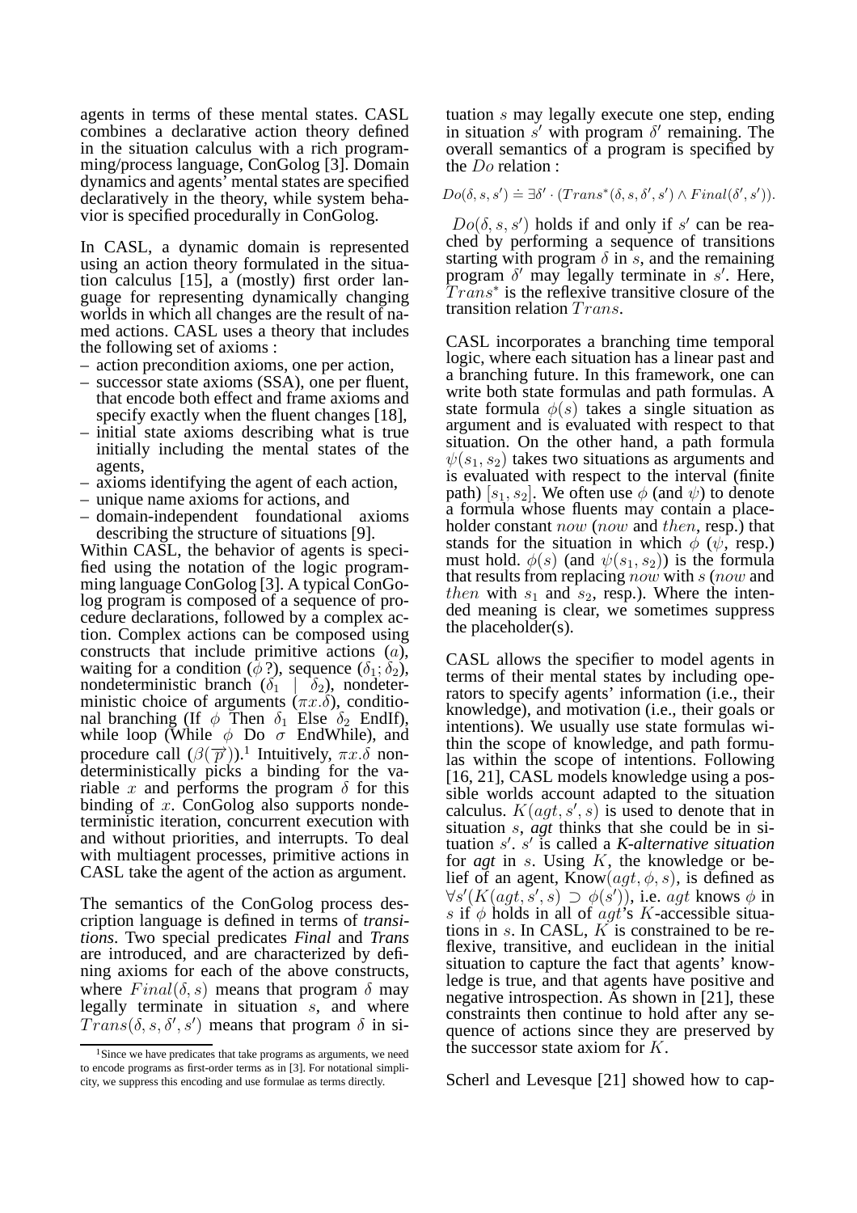agents in terms of these mental states. CASL combines a declarative action theory defined in the situation calculus with a rich programming/process language, ConGolog [3]. Domain dynamics and agents' mental states are specified declaratively in the theory, while system behavior is specified procedurally in ConGolog.

In CASL, a dynamic domain is represented using an action theory formulated in the situation calculus [15], a (mostly) first order language for representing dynamically changing worlds in which all changes are the result of named actions. CASL uses a theory that includes the following set of axioms :

– action precondition axioms, one per action,
– successor state axioms (SSA), one per fluent, that encode both effect and frame axioms and specify exactly when the fluent changes [18],
– initial state axioms describing what is true initially including the mental states of the agents,
– axioms identifying the agent of each action,
– unique name axioms for actions, and
– domain-independent foundational axioms describing the structure of situations [9].

Within CASL, the behavior of agents is specified using the notation of the logic programming language ConGolog [3]. A typical ConGolog program is composed of a sequence of procedure declarations, followed by a complex action. Complex actions can be composed using constructs that include primitive actions ($a$), waiting for a condition ($\phi$?), sequence ($\delta_1; \delta_2$), nondeterministic branch ($\delta_1 \mid \delta_2$), nondeterministic choice of arguments ($\pi x.\delta$), conditional branching (If $\phi$ Then $\delta_1$ Else $\delta_2$ EndIf), while loop (While $\phi$ Do $\sigma$ EndWhile), and procedure call ($\beta(\overrightarrow{p})$).[1] Intuitively, $\pi x.\delta$ nondeterministically picks a binding for the variable $x$ and performs the program $\delta$ for this binding of $x$. ConGolog also supports nondeterministic iteration, concurrent execution with and without priorities, and interrupts. To deal with multiagent processes, primitive actions in CASL take the agent of the action as argument.

The semantics of the ConGolog process description language is defined in terms of *transitions*. Two special predicates *Final* and *Trans* are introduced, and are characterized by defining axioms for each of the above constructs, where $Final(\delta, s)$ means that program $\delta$ may legally terminate in situation $s$, and where $Trans(\delta, s, \delta', s')$ means that program $\delta$ in situation $s$ may legally execute one step, ending in situation $s'$ with program $\delta'$ remaining. The overall semantics of a program is specified by the $Do$ relation :

$$Do(\delta, s, s') \doteq \exists \delta' \cdot (Trans^*(\delta, s, \delta', s') \wedge Final(\delta', s')).$$

$Do(\delta, s, s')$ holds if and only if $s'$ can be reached by performing a sequence of transitions starting with program $\delta$ in $s$, and the remaining program $\delta'$ may legally terminate in $s'$. Here, $Trans^*$ is the reflexive transitive closure of the transition relation $Trans$.

CASL incorporates a branching time temporal logic, where each situation has a linear past and a branching future. In this framework, one can write both state formulas and path formulas. A state formula $\phi(s)$ takes a single situation as argument and is evaluated with respect to that situation. On the other hand, a path formula $\psi(s_1, s_2)$ takes two situations as arguments and is evaluated with respect to the interval (finite path) $[s_1, s_2]$. We often use $\phi$ (and $\psi$) to denote a formula whose fluents may contain a placeholder constant $now$ ($now$ and $then$, resp.) that stands for the situation in which $\phi$ ($\psi$, resp.) must hold. $\phi(s)$ (and $\psi(s_1, s_2)$) is the formula that results from replacing $now$ with $s$ ($now$ and $then$ with $s_1$ and $s_2$, resp.). Where the intended meaning is clear, we sometimes suppress the placeholder(s).

CASL allows the specifier to model agents in terms of their mental states by including operators to specify agents' information (i.e., their knowledge), and motivation (i.e., their goals or intentions). We usually use state formulas within the scope of knowledge, and path formulas within the scope of intentions. Following [16, 21], CASL models knowledge using a possible worlds account adapted to the situation calculus. $K(agt, s', s)$ is used to denote that in situation $s$, *agt* thinks that she could be in situation $s'$. $s'$ is called a *K-alternative situation* for *agt* in $s$. Using $K$, the knowledge or belief of an agent, Know$(agt, \phi, s)$, is defined as $\forall s'(K(agt, s', s) \supset \phi(s'))$, i.e. $agt$ knows $\phi$ in $s$ if $\phi$ holds in all of $agt$'s $K$-accessible situations in $s$. In CASL, $K$ is constrained to be reflexive, transitive, and euclidean in the initial situation to capture the fact that agents' knowledge is true, and that agents have positive and negative introspection. As shown in [21], these constraints then continue to hold after any sequence of actions since they are preserved by the successor state axiom for $K$.

Scherl and Levesque [21] showed how to cap-

[1] Since we have predicates that take programs as arguments, we need to encode programs as first-order terms as in [3]. For notational simplicity, we suppress this encoding and use formulae as terms directly.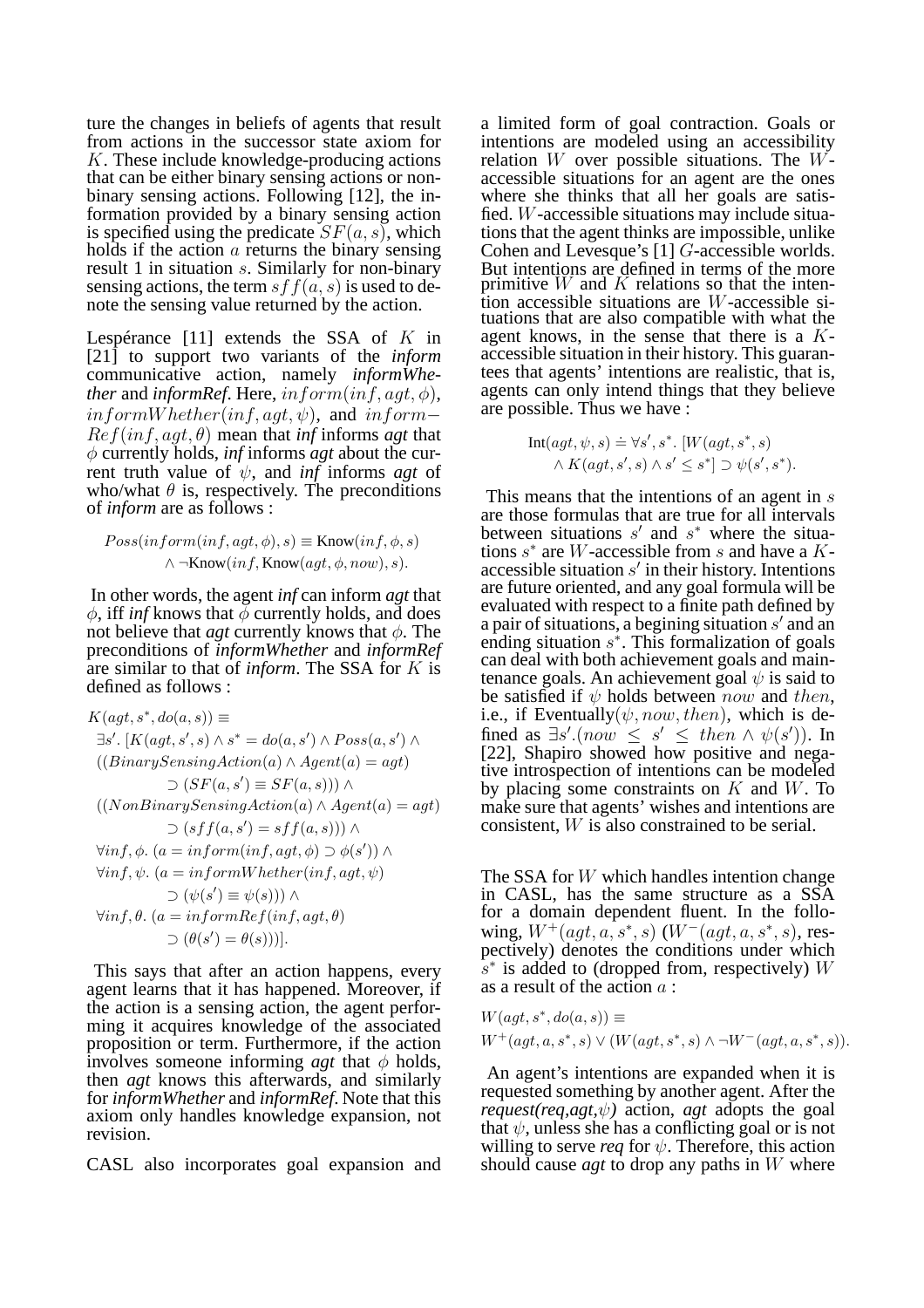ture the changes in beliefs of agents that result from actions in the successor state axiom for $K$. These include knowledge-producing actions that can be either binary sensing actions or non-binary sensing actions. Following [12], the information provided by a binary sensing action is specified using the predicate $SF(a, s)$, which holds if the action $a$ returns the binary sensing result 1 in situation $s$. Similarly for non-binary sensing actions, the term $sff(a, s)$ is used to denote the sensing value returned by the action.

Lespérance [11] extends the SSA of $K$ in [21] to support two variants of the *inform* communicative action, namely *informWhether* and *informRef*. Here, $inform(inf, agt, \phi)$, $informWhether(inf, agt, \psi)$, and $inform{-}Ref(inf, agt, \theta)$ mean that *inf* informs *agt* that $\phi$ currently holds, *inf* informs *agt* about the current truth value of $\psi$, and *inf* informs *agt* of who/what $\theta$ is, respectively. The preconditions of *inform* are as follows :

$$Poss(inform(inf, agt, \phi), s) \equiv \text{Know}(inf, \phi, s) \\ \wedge \neg\text{Know}(inf, \text{Know}(agt, \phi, now), s).$$

In other words, the agent *inf* can inform *agt* that $\phi$, iff *inf* knows that $\phi$ currently holds, and does not believe that *agt* currently knows that $\phi$. The preconditions of *informWhether* and *informRef* are similar to that of *inform*. The SSA for $K$ is defined as follows :

$$\begin{aligned}
&K(agt, s^*, do(a, s)) \equiv \\
&\exists s'. [K(agt, s', s) \wedge s^* = do(a, s') \wedge Poss(a, s') \wedge \\
&((BinarySensingAction(a) \wedge Agent(a) = agt) \\
&\quad \supset (SF(a, s') \equiv SF(a, s))) \wedge \\
&((NonBinarySensingAction(a) \wedge Agent(a) = agt) \\
&\quad \supset (sff(a, s') = sff(a, s))) \wedge \\
&\forall inf, \phi. (a = inform(inf, agt, \phi) \supset \phi(s')) \wedge \\
&\forall inf, \psi. (a = informWhether(inf, agt, \psi) \\
&\quad \supset (\psi(s') \equiv \psi(s))) \wedge \\
&\forall inf, \theta. (a = informRef(inf, agt, \theta) \\
&\quad \supset (\theta(s') = \theta(s)))].
\end{aligned}$$

This says that after an action happens, every agent learns that it has happened. Moreover, if the action is a sensing action, the agent performing it acquires knowledge of the associated proposition or term. Furthermore, if the action involves someone informing *agt* that $\phi$ holds, then *agt* knows this afterwards, and similarly for *informWhether* and *informRef*. Note that this axiom only handles knowledge expansion, not revision.

CASL also incorporates goal expansion and a limited form of goal contraction. Goals or intentions are modeled using an accessibility relation $W$ over possible situations. The $W$-accessible situations for an agent are the ones where she thinks that all her goals are satisfied. $W$-accessible situations may include situations that the agent thinks are impossible, unlike Cohen and Levesque's [1] $G$-accessible worlds. But intentions are defined in terms of the more primitive $W$ and $K$ relations so that the intention accessible situations are $W$-accessible situations that are also compatible with what the agent knows, in the sense that there is a $K$-accessible situation in their history. This guarantees that agents' intentions are realistic, that is, agents can only intend things that they believe are possible. Thus we have :

$$\text{Int}(agt, \psi, s) \doteq \forall s', s^*. [W(agt, s^*, s) \\ \wedge K(agt, s', s) \wedge s' \leq s^*] \supset \psi(s', s^*).$$

This means that the intentions of an agent in $s$ are those formulas that are true for all intervals between situations $s'$ and $s^*$ where the situations $s^*$ are $W$-accessible from $s$ and have a $K$-accessible situation $s'$ in their history. Intentions are future oriented, and any goal formula will be evaluated with respect to a finite path defined by a pair of situations, a begining situation $s'$ and an ending situation $s^*$. This formalization of goals can deal with both achievement goals and maintenance goals. An achievement goal $\psi$ is said to be satisfied if $\psi$ holds between $now$ and $then$, i.e., if Eventually$(\psi, now, then)$, which is defined as $\exists s'.(now \leq s' \leq then \wedge \psi(s'))$. In [22], Shapiro showed how positive and negative introspection of intentions can be modeled by placing some constraints on $K$ and $W$. To make sure that agents' wishes and intentions are consistent, $W$ is also constrained to be serial.

The SSA for $W$ which handles intention change in CASL, has the same structure as a SSA for a domain dependent fluent. In the following, $W^+(agt, a, s^*, s)$ ($W^-(agt, a, s^*, s)$, respectively) denotes the conditions under which $s^*$ is added to (dropped from, respectively) $W$ as a result of the action $a$ :

$$\begin{aligned}
&W(agt, s^*, do(a, s)) \equiv \\
&W^+(agt, a, s^*, s) \vee (W(agt, s^*, s) \wedge \neg W^-(agt, a, s^*, s)).
\end{aligned}$$

An agent's intentions are expanded when it is requested something by another agent. After the *request(req,agt,$\psi$)* action, *agt* adopts the goal that $\psi$, unless she has a conflicting goal or is not willing to serve *req* for $\psi$. Therefore, this action should cause *agt* to drop any paths in $W$ where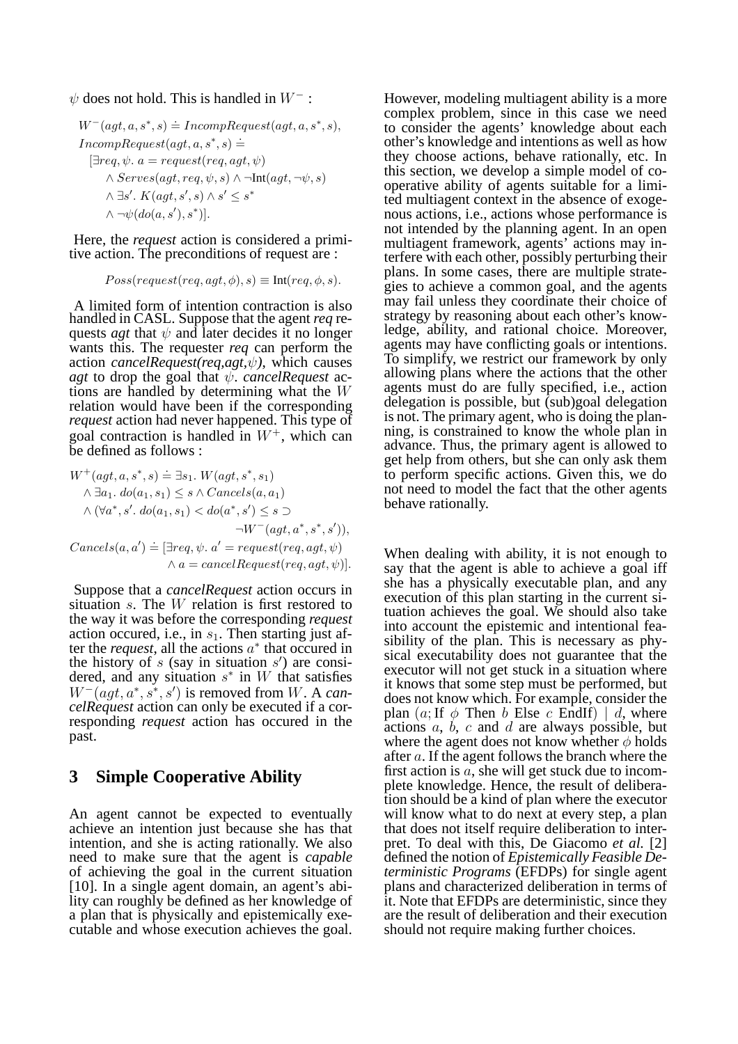$\psi$ does not hold. This is handled in $W^-$ :

$$
\begin{aligned}
&W^-(agt, a, s^*, s) \doteq IncompRequest(agt, a, s^*, s),\\
&IncompRequest(agt, a, s^*, s) \doteq\\
&\quad [\exists req, \psi.\ a = request(req, agt, \psi)\\
&\qquad \wedge Serves(agt, req, \psi, s) \wedge \neg \text{Int}(agt, \neg\psi, s)\\
&\qquad \wedge \exists s'.\ K(agt, s', s) \wedge s' \leq s^*\\
&\qquad \wedge \neg\psi(do(a, s'), s^*)].
\end{aligned}
$$

Here, the *request* action is considered a primitive action. The preconditions of request are :

$$
Poss(request(req, agt, \phi), s) \equiv \text{Int}(req, \phi, s).
$$

A limited form of intention contraction is also handled in CASL. Suppose that the agent *req* requests *agt* that $\psi$ and later decides it no longer wants this. The requester *req* can perform the action *cancelRequest(req,agt,$\psi$)*, which causes *agt* to drop the goal that $\psi$. *cancelRequest* actions are handled by determining what the $W$ relation would have been if the corresponding *request* action had never happened. This type of goal contraction is handled in $W^+$, which can be defined as follows :

$$
\begin{aligned}
&W^+(agt, a, s^*, s) \doteq \exists s_1.\ W(agt, s^*, s_1)\\
&\quad \wedge \exists a_1.\ do(a_1, s_1) \leq s \wedge Cancels(a, a_1)\\
&\quad \wedge (\forall a^*, s'.\ do(a_1, s_1) < do(a^*, s') \leq s \supset\\
&\qquad\qquad\qquad\qquad \neg W^-(agt, a^*, s^*, s')),\\
&Cancels(a, a') \doteq [\exists req, \psi.\ a' = request(req, agt, \psi)\\
&\qquad\qquad\qquad \wedge a = cancelRequest(req, agt, \psi)].
\end{aligned}
$$

Suppose that a *cancelRequest* action occurs in situation $s$. The $W$ relation is first restored to the way it was before the corresponding *request* action occured, i.e., in $s_1$. Then starting just after the *request*, all the actions $a^*$ that occured in the history of $s$ (say in situation $s'$) are considered, and any situation $s^*$ in $W$ that satisfies $W^-(agt, a^*, s^*, s')$ is removed from $W$. A *cancelRequest* action can only be executed if a corresponding *request* action has occured in the past.

## 3 Simple Cooperative Ability

An agent cannot be expected to eventually achieve an intention just because she has that intention, and she is acting rationally. We also need to make sure that the agent is *capable* of achieving the goal in the current situation [10]. In a single agent domain, an agent's ability can roughly be defined as her knowledge of a plan that is physically and epistemically executable and whose execution achieves the goal. However, modeling multiagent ability is a more complex problem, since in this case we need to consider the agents' knowledge about each other's knowledge and intentions as well as how they choose actions, behave rationally, etc. In this section, we develop a simple model of cooperative ability of agents suitable for a limited multiagent context in the absence of exogenous actions, i.e., actions whose performance is not intended by the planning agent. In an open multiagent framework, agents' actions may interfere with each other, possibly perturbing their plans. In some cases, there are multiple strategies to achieve a common goal, and the agents may fail unless they coordinate their choice of strategy by reasoning about each other's knowledge, ability, and rational choice. Moreover, agents may have conflicting goals or intentions. To simplify, we restrict our framework by only allowing plans where the actions that the other agents must do are fully specified, i.e., action delegation is possible, but (sub)goal delegation is not. The primary agent, who is doing the planning, is constrained to know the whole plan in advance. Thus, the primary agent is allowed to get help from others, but she can only ask them to perform specific actions. Given this, we do not need to model the fact that the other agents behave rationally.

When dealing with ability, it is not enough to say that the agent is able to achieve a goal iff she has a physically executable plan, and any execution of this plan starting in the current situation achieves the goal. We should also take into account the epistemic and intentional feasibility of the plan. This is necessary as physical executability does not guarantee that the executor will not get stuck in a situation where it knows that some step must be performed, but does not know which. For example, consider the plan ($a$; If $\phi$ Then $b$ Else $c$ EndIf) | $d$, where actions $a$, $b$, $c$ and $d$ are always possible, but where the agent does not know whether $\phi$ holds after $a$. If the agent follows the branch where the first action is $a$, she will get stuck due to incomplete knowledge. Hence, the result of deliberation should be a kind of plan where the executor will know what to do next at every step, a plan that does not itself require deliberation to interpret. To deal with this, De Giacomo *et al.* [2] defined the notion of *Epistemically Feasible Deterministic Programs* (EFDPs) for single agent plans and characterized deliberation in terms of it. Note that EFDPs are deterministic, since they are the result of deliberation and their execution should not require making further choices.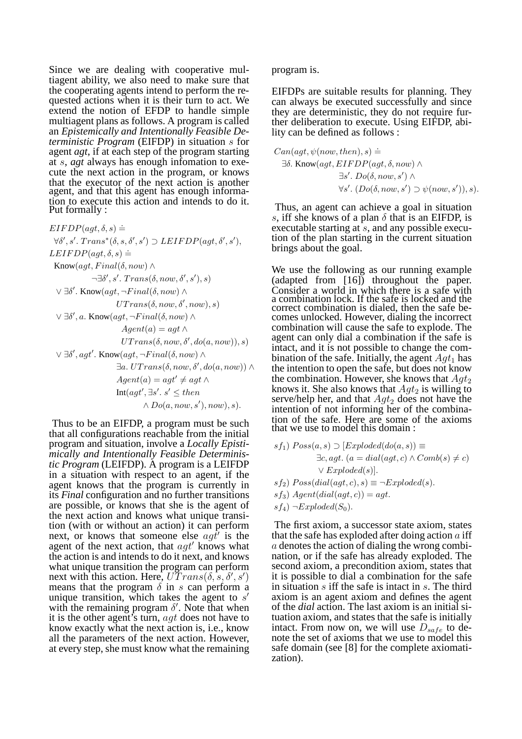Since we are dealing with cooperative multiagent ability, we also need to make sure that the cooperating agents intend to perform the requested actions when it is their turn to act. We extend the notion of EFDP to handle simple multiagent plans as follows. A program is called an *Epistemically and Intentionally Feasible Deterministic Program* (EIFDP) in situation $s$ for agent *agt*, if at each step of the program starting at $s$, *agt* always has enough infomation to execute the next action in the program, or knows that the executor of the next action is another agent, and that this agent has enough information to execute this action and intends to do it. Put formally :

$$
\begin{aligned}
&EIFDP(agt, \delta, s) \doteq \\
&\quad \forall \delta', s'.\ Trans^*(\delta, s, \delta', s') \supset LEIFDP(agt, \delta', s'), \\
&LEIFDP(agt, \delta, s) \doteq \\
&\quad \text{Know}(agt, Final(\delta, now) \land \\
&\qquad\qquad \neg\exists \delta', s'.\ Trans(\delta, now, \delta', s'), s) \\
&\quad \lor \exists \delta'.\ \text{Know}(agt, \neg Final(\delta, now) \land \\
&\qquad\qquad UTrans(\delta, now, \delta', now), s) \\
&\quad \lor \exists \delta', a.\ \text{Know}(agt, \neg Final(\delta, now) \land \\
&\qquad\qquad Agent(a) = agt \land \\
&\qquad\qquad UTrans(\delta, now, \delta', do(a, now)), s) \\
&\quad \lor \exists \delta', agt'.\ \text{Know}(agt, \neg Final(\delta, now) \land \\
&\qquad\qquad \exists a.\ UTrans(\delta, now, \delta', do(a, now)) \land \\
&\qquad\qquad Agent(a) = agt' \neq agt \land \\
&\qquad\qquad \text{Int}(agt', \exists s'.\ s' \leq then \\
&\qquad\qquad\qquad \land\ Do(a, now, s'), now), s).
\end{aligned}
$$

Thus to be an EIFDP, a program must be such that all configurations reachable from the initial program and situation, involve a *Locally Epistemically and Intentionally Feasible Deterministic Program* (LEIFDP). A program is a LEIFDP in a situation with respect to an agent, if the agent knows that the program is currently in its *Final* configuration and no further transitions are possible, or knows that she is the agent of the next action and knows what unique transition (with or without an action) it can perform next, or knows that someone else $agt'$ is the agent of the next action, that $agt'$ knows what the action is and intends to do it next, and knows what unique transition the program can perform next with this action. Here, $UTrans(\delta, s, \delta', s')$ means that the program $\delta$ in $s$ can perform a unique transition, which takes the agent to $s'$ with the remaining program $\delta'$. Note that when it is the other agent's turn, $agt$ does not have to know exactly what the next action is, i.e., know all the parameters of the next action. However, at every step, she must know what the remaining program is.

EIFDPs are suitable results for planning. They can always be executed successfully and since they are deterministic, they do not require further deliberation to execute. Using EIFDP, ability can be defined as follows :

$$
\begin{aligned}
&Can(agt, \psi(now, then), s) \doteq \\
&\quad \exists \delta.\ \text{Know}(agt, EIFDP(agt, \delta, now) \land \\
&\qquad\qquad \exists s'.\ Do(\delta, now, s') \land \\
&\qquad\qquad \forall s'.\ (Do(\delta, now, s') \supset \psi(now, s')), s).
\end{aligned}
$$

Thus, an agent can achieve a goal in situation $s$, iff she knows of a plan $\delta$ that is an EIFDP, is executable starting at $s$, and any possible execution of the plan starting in the current situation brings about the goal.

We use the following as our running example (adapted from [16]) throughout the paper. Consider a world in which there is a safe with a combination lock. If the safe is locked and the correct combination is dialed, then the safe becomes unlocked. However, dialing the incorrect combination will cause the safe to explode. The agent can only dial a combination if the safe is intact, and it is not possible to change the combination of the safe. Initially, the agent $Agt_1$ has the intention to open the safe, but does not know the combination. However, she knows that $Agt_2$ knows it. She also knows that $Agt_2$ is willing to serve/help her, and that $Agt_2$ does not have the intention of not informing her of the combination of the safe. Here are some of the axioms that we use to model this domain :

$$
\begin{aligned}
&sf_1)\ Poss(a, s) \supset [Exploded(do(a, s)) \equiv \\
&\qquad\qquad \exists c, agt.\ (a = dial(agt, c) \land Comb(s) \neq c) \\
&\qquad\qquad \lor\ Exploded(s)]. \\
&sf_2)\ Poss(dial(agt, c), s) \equiv \neg Exploded(s). \\
&sf_3)\ Agent(dial(agt, c)) = agt. \\
&sf_4)\ \neg Exploded(S_0).
\end{aligned}
$$

The first axiom, a successor state axiom, states that the safe has exploded after doing action $a$ iff $a$ denotes the action of dialing the wrong combination, or if the safe has already exploded. The second axiom, a precondition axiom, states that it is possible to dial a combination for the safe in situation $s$ iff the safe is intact in $s$. The third axiom is an agent axiom and defines the agent of the *dial* action. The last axiom is an initial situation axiom, and states that the safe is initially intact. From now on, we will use $D_{safe}$ to denote the set of axioms that we use to model this safe domain (see [8] for the complete axiomatization).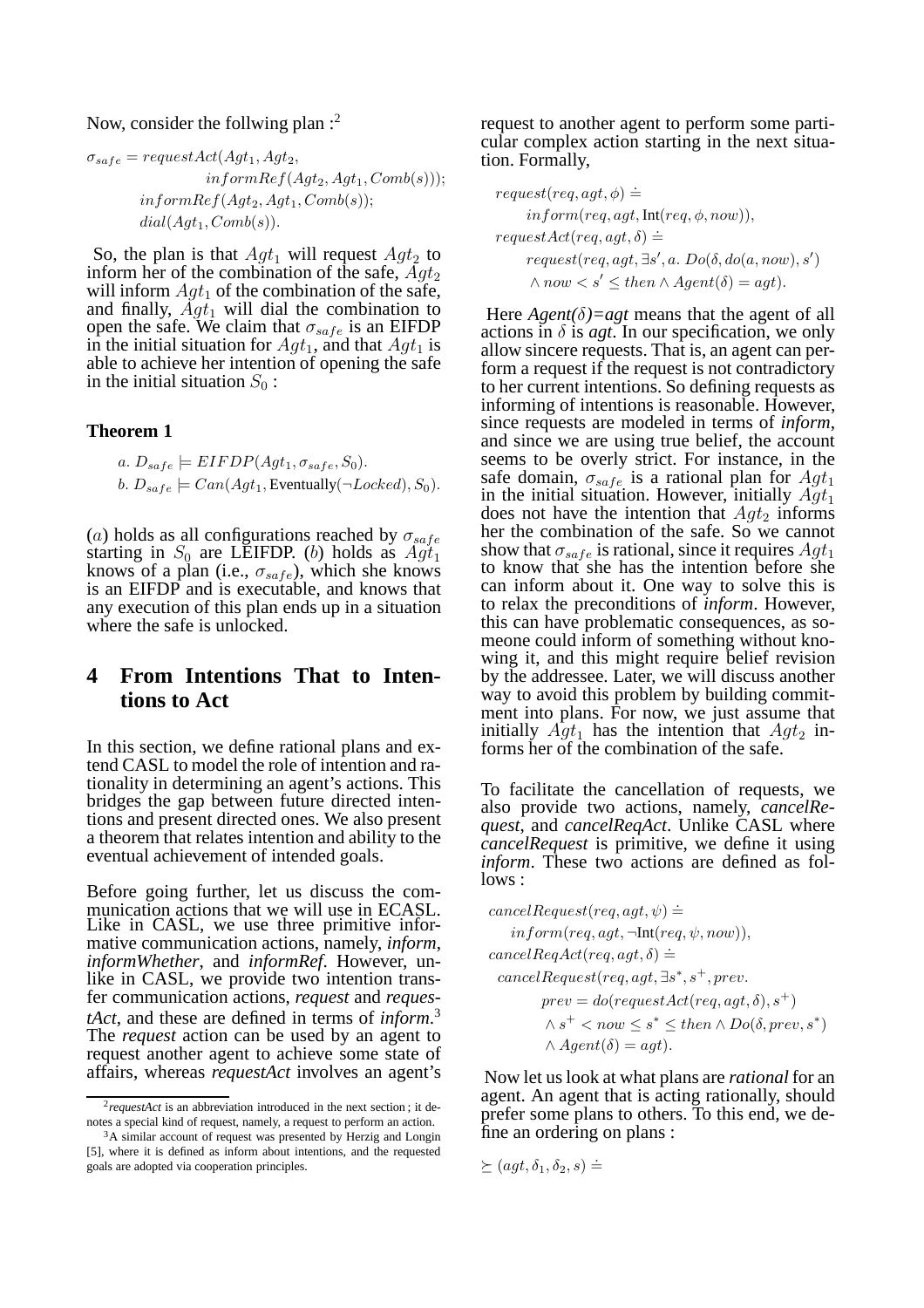Now, consider the follwing plan :[2]

$$\sigma_{safe} = requestAct(Agt_1, Agt_2, informRef(Agt_2, Agt_1, Comb(s))); informRef(Agt_2, Agt_1, Comb(s)); dial(Agt_1, Comb(s)).$$

So, the plan is that $Agt_1$ will request $Agt_2$ to inform her of the combination of the safe, $Agt_2$ will inform $Agt_1$ of the combination of the safe, and finally, $Agt_1$ will dial the combination to open the safe. We claim that $\sigma_{safe}$ is an EIFDP in the initial situation for $Agt_1$, and that $Agt_1$ is able to achieve her intention of opening the safe in the initial situation $S_0$ :

**Theorem 1**

*a.* $D_{safe} \models EIFDP(Agt_1, \sigma_{safe}, S_0)$.
*b.* $D_{safe} \models Can(Agt_1, \text{Eventually}(\neg Locked), S_0)$.

($a$) holds as all configurations reached by $\sigma_{safe}$ starting in $S_0$ are LEIFDP. ($b$) holds as $Agt_1$ knows of a plan (i.e., $\sigma_{safe}$), which she knows is an EIFDP and is executable, and knows that any execution of this plan ends up in a situation where the safe is unlocked.

## 4 From Intentions That to Intentions to Act

In this section, we define rational plans and extend CASL to model the role of intention and rationality in determining an agent's actions. This bridges the gap between future directed intentions and present directed ones. We also present a theorem that relates intention and ability to the eventual achievement of intended goals.

Before going further, let us discuss the communication actions that we will use in ECASL. Like in CASL, we use three primitive informative communication actions, namely, *inform*, *informWhether*, and *informRef*. However, unlike in CASL, we provide two intention transfer communication actions, *request* and *requestAct*, and these are defined in terms of *inform*.[3] The *request* action can be used by an agent to request another agent to achieve some state of affairs, whereas *requestAct* involves an agent's request to another agent to perform some particular complex action starting in the next situation. Formally,

$$request(req, agt, \phi) \doteq inform(req, agt, \text{Int}(req, \phi, now)),$$

$$requestAct(req, agt, \delta) \doteq request(req, agt, \exists s', a.\ Do(\delta, do(a, now), s') \wedge now < s' \leq then \wedge Agent(\delta) = agt).$$

Here *Agent(δ)=agt* means that the agent of all actions in $\delta$ is *agt*. In our specification, we only allow sincere requests. That is, an agent can perform a request if the request is not contradictory to her current intentions. So defining requests as informing of intentions is reasonable. However, since requests are modeled in terms of *inform*, and since we are using true belief, the account seems to be overly strict. For instance, in the safe domain, $\sigma_{safe}$ is a rational plan for $Agt_1$ in the initial situation. However, initially $Agt_1$ does not have the intention that $Agt_2$ informs her the combination of the safe. So we cannot show that $\sigma_{safe}$ is rational, since it requires $Agt_1$ to know that she has the intention before she can inform about it. One way to solve this is to relax the preconditions of *inform*. However, this can have problematic consequences, as someone could inform of something without knowing it, and this might require belief revision by the addressee. Later, we will discuss another way to avoid this problem by building commitment into plans. For now, we just assume that initially $Agt_1$ has the intention that $Agt_2$ informs her of the combination of the safe.

To facilitate the cancellation of requests, we also provide two actions, namely, *cancelRequest*, and *cancelReqAct*. Unlike CASL where *cancelRequest* is primitive, we define it using *inform*. These two actions are defined as follows :

$$cancelRequest(req, agt, \psi) \doteq inform(req, agt, \neg\text{Int}(req, \psi, now)),$$

$$cancelReqAct(req, agt, \delta) \doteq cancelRequest(req, agt, \exists s^*, s^+, prev.\ prev = do(requestAct(req, agt, \delta), s^+) \wedge s^+ < now \leq s^* \leq then \wedge Do(\delta, prev, s^*) \wedge Agent(\delta) = agt).$$

Now let us look at what plans are *rational* for an agent. An agent that is acting rationally, should prefer some plans to others. To this end, we define an ordering on plans :

$$\succeq (agt, \delta_1, \delta_2, s) \doteq$$

[2] *requestAct* is an abbreviation introduced in the next section ; it denotes a special kind of request, namely, a request to perform an action.

[3] A similar account of request was presented by Herzig and Longin [5], where it is defined as inform about intentions, and the requested goals are adopted via cooperation principles.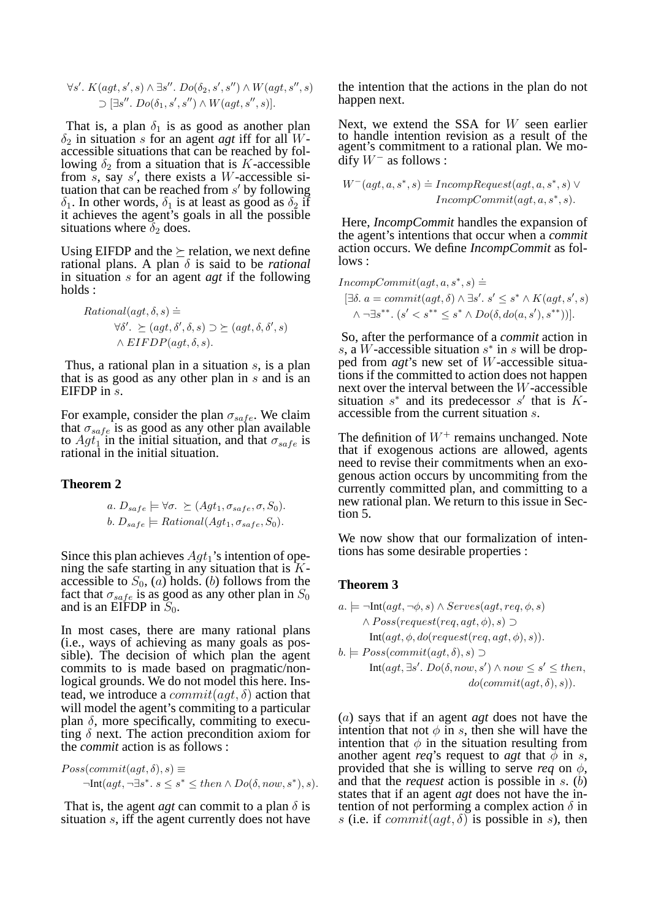$$\forall s'.\ K(agt, s', s) \wedge \exists s''.\ Do(\delta_2, s', s'') \wedge W(agt, s'', s) \supset [\exists s''.\ Do(\delta_1, s', s'') \wedge W(agt, s'', s)].$$

That is, a plan $\delta_1$ is as good as another plan $\delta_2$ in situation $s$ for an agent *agt* iff for all $W$-accessible situations that can be reached by following $\delta_2$ from a situation that is $K$-accessible from $s$, say $s'$, there exists a $W$-accessible situation that can be reached from $s'$ by following $\delta_1$. In other words, $\delta_1$ is at least as good as $\delta_2$ if it achieves the agent's goals in all the possible situations where $\delta_2$ does.

Using EIFDP and the $\succeq$ relation, we next define rational plans. A plan $\delta$ is said to be *rational* in situation $s$ for an agent *agt* if the following holds :

$$\begin{aligned} &Rational(agt, \delta, s) \doteq \\ &\quad \forall \delta'.\ \succeq (agt, \delta', \delta, s) \supset \succeq (agt, \delta, \delta', s) \\ &\quad \wedge EIFDP(agt, \delta, s). \end{aligned}$$

Thus, a rational plan in a situation $s$, is a plan that is as good as any other plan in $s$ and is an EIFDP in $s$.

For example, consider the plan $\sigma_{safe}$. We claim that $\sigma_{safe}$ is as good as any other plan available to $Agt_1$ in the initial situation, and that $\sigma_{safe}$ is rational in the initial situation.

**Theorem 2**

$$\begin{aligned} &a.\ D_{safe} \models \forall \sigma.\ \succeq (Agt_1, \sigma_{safe}, \sigma, S_0). \\ &b.\ D_{safe} \models Rational(Agt_1, \sigma_{safe}, S_0). \end{aligned}$$

Since this plan achieves $Agt_1$'s intention of opening the safe starting in any situation that is $K$-accessible to $S_0$, ($a$) holds. ($b$) follows from the fact that $\sigma_{safe}$ is as good as any other plan in $S_0$ and is an EIFDP in $S_0$.

In most cases, there are many rational plans (i.e., ways of achieving as many goals as possible). The decision of which plan the agent commits to is made based on pragmatic/non-logical grounds. We do not model this here. Instead, we introduce a $commit(agt, \delta)$ action that will model the agent's commiting to a particular plan $\delta$, more specifically, commiting to executing $\delta$ next. The action precondition axiom for the *commit* action is as follows :

$$\begin{aligned} &Poss(commit(agt, \delta), s) \equiv \\ &\quad \neg \text{Int}(agt, \neg \exists s^*.\ s \le s^* \le then \wedge Do(\delta, now, s^*), s). \end{aligned}$$

That is, the agent *agt* can commit to a plan $\delta$ is situation $s$, iff the agent currently does not have the intention that the actions in the plan do not happen next.

Next, we extend the SSA for $W$ seen earlier to handle intention revision as a result of the agent's commitment to a rational plan. We modify $W^-$ as follows :

$$\begin{aligned} W^-(agt, a, s^*, s) \doteq\ &IncompRequest(agt, a, s^*, s) \vee \\ &IncompCommit(agt, a, s^*, s). \end{aligned}$$

Here, *IncompCommit* handles the expansion of the agent's intentions that occur when a *commit* action occurs. We define *IncompCommit* as follows :

$$\begin{aligned} &IncompCommit(agt, a, s^*, s) \doteq \\ &\quad [\exists \delta.\ a = commit(agt, \delta) \wedge \exists s'.\ s' \le s^* \wedge K(agt, s', s) \\ &\quad \wedge \neg \exists s^{**}.\ (s' < s^{**} \le s^* \wedge Do(\delta, do(a, s'), s^{**}))]. \end{aligned}$$

So, after the performance of a *commit* action in $s$, a $W$-accessible situation $s^*$ in $s$ will be dropped from *agt*'s new set of $W$-accessible situations if the committed to action does not happen next over the interval between the $W$-accessible situation $s^*$ and its predecessor $s'$ that is $K$-accessible from the current situation $s$.

The definition of $W^+$ remains unchanged. Note that if exogenous actions are allowed, agents need to revise their commitments when an exogenous action occurs by uncommiting from the currently committed plan, and committing to a new rational plan. We return to this issue in Section 5.

We now show that our formalization of intentions has some desirable properties :

**Theorem 3**

$$\begin{aligned} &a.\ \models \neg \text{Int}(agt, \neg\phi, s) \wedge Serves(agt, req, \phi, s) \\ &\quad \wedge Poss(request(req, agt, \phi), s) \supset \\ &\quad \text{Int}(agt, \phi, do(request(req, agt, \phi), s)). \\ &b.\ \models Poss(commit(agt, \delta), s) \supset \\ &\quad \text{Int}(agt, \exists s'.\ Do(\delta, now, s') \wedge now \le s' \le then, \\ &\qquad do(commit(agt, \delta), s)). \end{aligned}$$

($a$) says that if an agent *agt* does not have the intention that not $\phi$ in $s$, then she will have the intention that $\phi$ in the situation resulting from another agent *req*'s request to *agt* that $\phi$ in $s$, provided that she is willing to serve *req* on $\phi$, and that the *request* action is possible in $s$. ($b$) states that if an agent *agt* does not have the intention of not performing a complex action $\delta$ in $s$ (i.e. if $commit(agt, \delta)$ is possible in $s$), then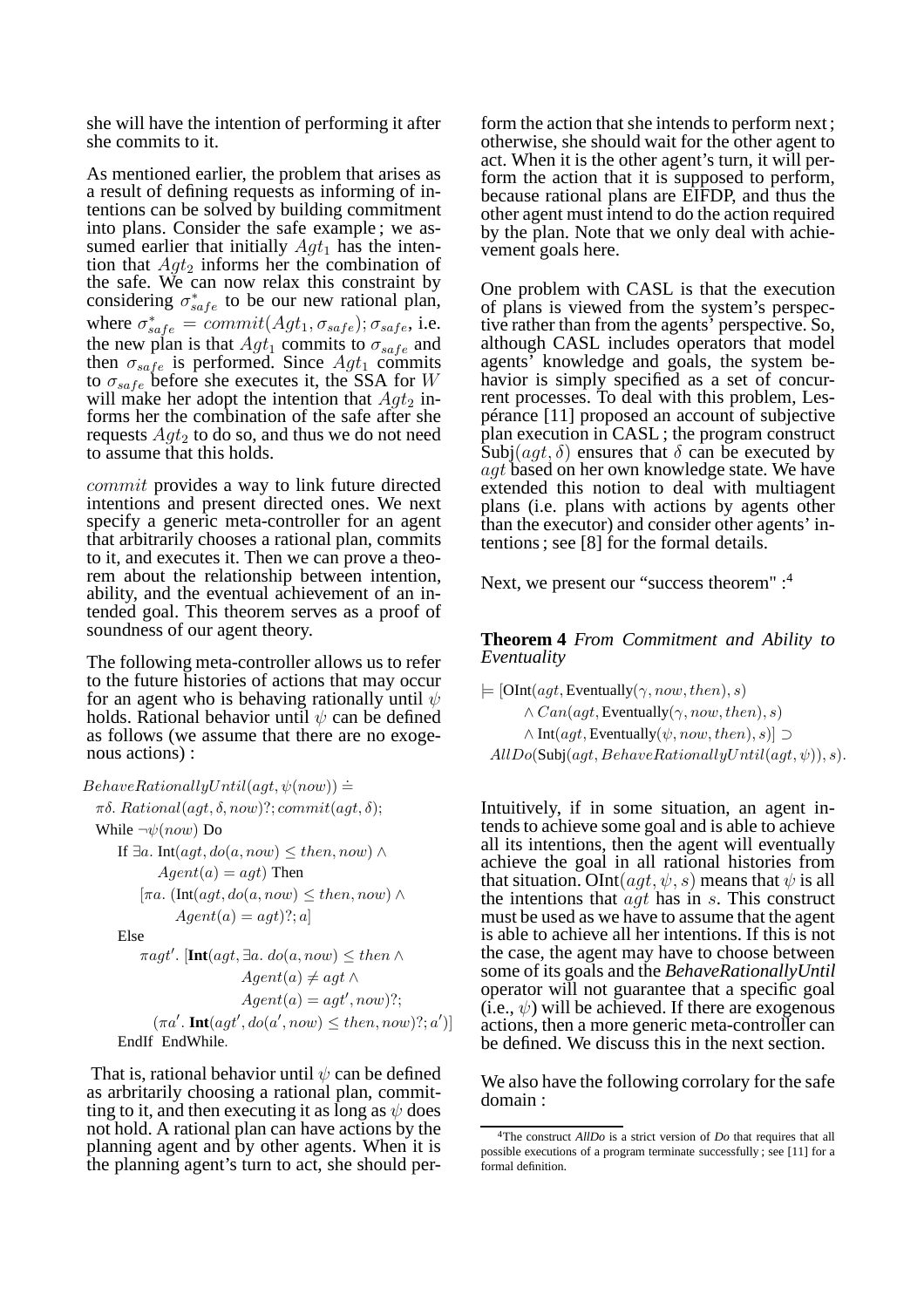she will have the intention of performing it after she commits to it.

As mentioned earlier, the problem that arises as a result of defining requests as informing of intentions can be solved by building commitment into plans. Consider the safe example ; we assumed earlier that initially $Agt_1$ has the intention that $Agt_2$ informs her the combination of the safe. We can now relax this constraint by considering $\sigma^*_{safe}$ to be our new rational plan, where $\sigma^*_{safe} = commit(Agt_1, \sigma_{safe}); \sigma_{safe}$, i.e. the new plan is that $Agt_1$ commits to $\sigma_{safe}$ and then $\sigma_{safe}$ is performed. Since $Agt_1$ commits to $\sigma_{safe}$ before she executes it, the SSA for $W$ will make her adopt the intention that $Agt_2$ informs her the combination of the safe after she requests $Agt_2$ to do so, and thus we do not need to assume that this holds.

$commit$ provides a way to link future directed intentions and present directed ones. We next specify a generic meta-controller for an agent that arbitrarily chooses a rational plan, commits to it, and executes it. Then we can prove a theorem about the relationship between intention, ability, and the eventual achievement of an intended goal. This theorem serves as a proof of soundness of our agent theory.

The following meta-controller allows us to refer to the future histories of actions that may occur for an agent who is behaving rationally until $\psi$ holds. Rational behavior until $\psi$ can be defined as follows (we assume that there are no exogenous actions) :

$$
\begin{aligned}
&BehaveRationallyUntil(agt, \psi(now)) \doteq \\
&\quad \pi\delta.\ Rational(agt, \delta, now)?; commit(agt, \delta); \\
&\quad \text{While } \neg\psi(now) \text{ Do} \\
&\qquad \text{If } \exists a.\ \text{Int}(agt, do(a, now) \leq then, now) \wedge \\
&\qquad\qquad Agent(a) = agt) \text{ Then} \\
&\qquad\quad [\pi a.\ (\text{Int}(agt, do(a, now) \leq then, now) \wedge \\
&\qquad\qquad Agent(a) = agt)?; a] \\
&\qquad \text{Else} \\
&\qquad\quad \pi agt'.\ [\textbf{Int}(agt, \exists a.\ do(a, now) \leq then \wedge \\
&\qquad\qquad\qquad Agent(a) \neq agt \wedge \\
&\qquad\qquad\qquad Agent(a) = agt', now)?; \\
&\qquad\qquad (\pi a'.\ \textbf{Int}(agt', do(a', now) \leq then, now)?; a')] \\
&\qquad \text{EndIf EndWhile.}
\end{aligned}
$$

That is, rational behavior until $\psi$ can be defined as arbritarily choosing a rational plan, committing to it, and then executing it as long as $\psi$ does not hold. A rational plan can have actions by the planning agent and by other agents. When it is the planning agent's turn to act, she should perform the action that she intends to perform next ; otherwise, she should wait for the other agent to act. When it is the other agent's turn, it will perform the action that it is supposed to perform, because rational plans are EIFDP, and thus the other agent must intend to do the action required by the plan. Note that we only deal with achievement goals here.

One problem with CASL is that the execution of plans is viewed from the system's perspective rather than from the agents' perspective. So, although CASL includes operators that model agents' knowledge and goals, the system behavior is simply specified as a set of concurrent processes. To deal with this problem, Lespérance [11] proposed an account of subjective plan execution in CASL ; the program construct Subj$(agt, \delta)$ ensures that $\delta$ can be executed by $agt$ based on her own knowledge state. We have extended this notion to deal with multiagent plans (i.e. plans with actions by agents other than the executor) and consider other agents' intentions ; see [8] for the formal details.

Next, we present our "success theorem" :[4]

**Theorem 4** *From Commitment and Ability to Eventuality*

$$
\begin{aligned}
\models\ &[\text{OInt}(agt, \text{Eventually}(\gamma, now, then), s) \\
&\wedge Can(agt, \text{Eventually}(\gamma, now, then), s) \\
&\wedge \text{Int}(agt, \text{Eventually}(\psi, now, then), s)] \supset \\
&AllDo(\text{Subj}(agt, BehaveRationallyUntil(agt, \psi)), s).
\end{aligned}
$$

Intuitively, if in some situation, an agent intends to achieve some goal and is able to achieve all its intentions, then the agent will eventually achieve the goal in all rational histories from that situation. OInt$(agt, \psi, s)$ means that $\psi$ is all the intentions that $agt$ has in $s$. This construct must be used as we have to assume that the agent is able to achieve all her intentions. If this is not the case, the agent may have to choose between some of its goals and the *BehaveRationallyUntil* operator will not guarantee that a specific goal (i.e., $\psi$) will be achieved. If there are exogenous actions, then a more generic meta-controller can be defined. We discuss this in the next section.

We also have the following corrolary for the safe domain :

[4] The construct *AllDo* is a strict version of *Do* that requires that all possible executions of a program terminate successfully ; see [11] for a formal definition.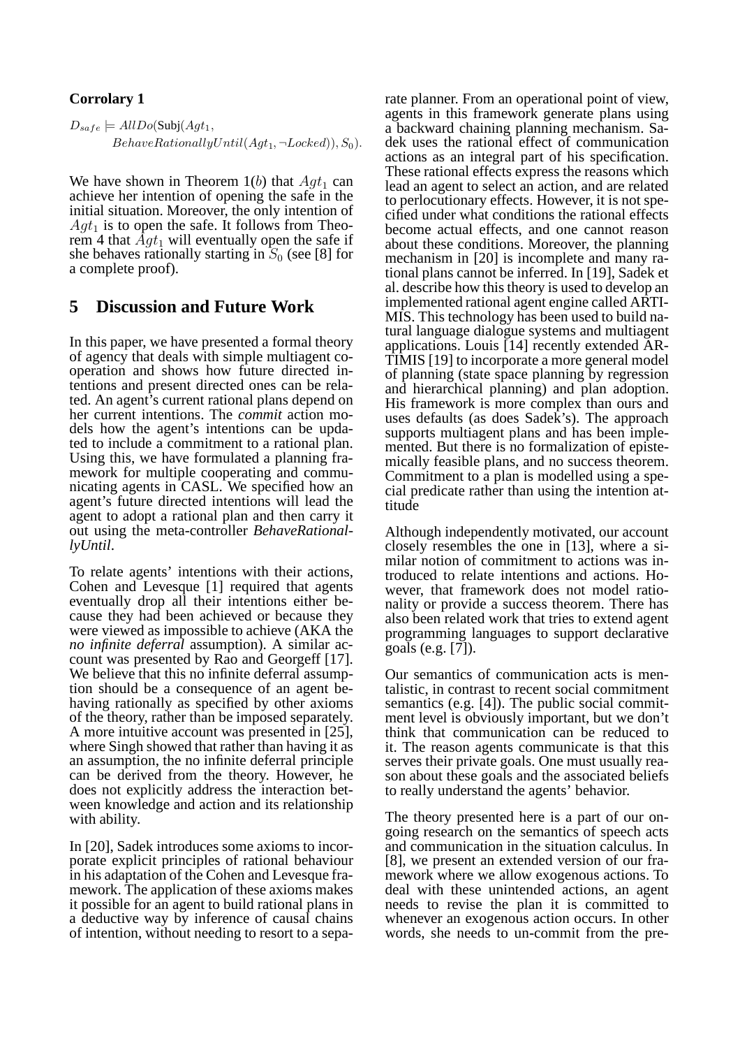**Corrolary 1**

$$D_{safe} \models AllDo(\mathsf{Subj}(Agt_1, BehaveRationallyUntil(Agt_1, \neg Locked)), S_0).$$

We have shown in Theorem 1($b$) that $Agt_1$ can achieve her intention of opening the safe in the initial situation. Moreover, the only intention of $Agt_1$ is to open the safe. It follows from Theorem 4 that $Agt_1$ will eventually open the safe if she behaves rationally starting in $S_0$ (see [8] for a complete proof).

## 5 Discussion and Future Work

In this paper, we have presented a formal theory of agency that deals with simple multiagent cooperation and shows how future directed intentions and present directed ones can be related. An agent's current rational plans depend on her current intentions. The *commit* action models how the agent's intentions can be updated to include a commitment to a rational plan. Using this, we have formulated a planning framework for multiple cooperating and communicating agents in CASL. We specified how an agent's future directed intentions will lead the agent to adopt a rational plan and then carry it out using the meta-controller *BehaveRationallyUntil*.

To relate agents' intentions with their actions, Cohen and Levesque [1] required that agents eventually drop all their intentions either because they had been achieved or because they were viewed as impossible to achieve (AKA the *no infinite deferral* assumption). A similar account was presented by Rao and Georgeff [17]. We believe that this no infinite deferral assumption should be a consequence of an agent behaving rationally as specified by other axioms of the theory, rather than be imposed separately. A more intuitive account was presented in [25], where Singh showed that rather than having it as an assumption, the no infinite deferral principle can be derived from the theory. However, he does not explicitly address the interaction between knowledge and action and its relationship with ability.

In [20], Sadek introduces some axioms to incorporate explicit principles of rational behaviour in his adaptation of the Cohen and Levesque framework. The application of these axioms makes it possible for an agent to build rational plans in a deductive way by inference of causal chains of intention, without needing to resort to a separate planner. From an operational point of view, agents in this framework generate plans using a backward chaining planning mechanism. Sadek uses the rational effect of communication actions as an integral part of his specification. These rational effects express the reasons which lead an agent to select an action, and are related to perlocutionary effects. However, it is not specified under what conditions the rational effects become actual effects, and one cannot reason about these conditions. Moreover, the planning mechanism in [20] is incomplete and many rational plans cannot be inferred. In [19], Sadek et al. describe how this theory is used to develop an implemented rational agent engine called ARTIMIS. This technology has been used to build natural language dialogue systems and multiagent applications. Louis [14] recently extended ARTIMIS [19] to incorporate a more general model of planning (state space planning by regression and hierarchical planning) and plan adoption. His framework is more complex than ours and uses defaults (as does Sadek's). The approach supports multiagent plans and has been implemented. But there is no formalization of epistemically feasible plans, and no success theorem. Commitment to a plan is modelled using a special predicate rather than using the intention attitude

Although independently motivated, our account closely resembles the one in [13], where a similar notion of commitment to actions was introduced to relate intentions and actions. However, that framework does not model rationality or provide a success theorem. There has also been related work that tries to extend agent programming languages to support declarative goals (e.g. [7]).

Our semantics of communication acts is mentalistic, in contrast to recent social commitment semantics (e.g. [4]). The public social commitment level is obviously important, but we don't think that communication can be reduced to it. The reason agents communicate is that this serves their private goals. One must usually reason about these goals and the associated beliefs to really understand the agents' behavior.

The theory presented here is a part of our ongoing research on the semantics of speech acts and communication in the situation calculus. In [8], we present an extended version of our framework where we allow exogenous actions. To deal with these unintended actions, an agent needs to revise the plan it is committed to whenever an exogenous action occurs. In other words, she needs to un-commit from the pre-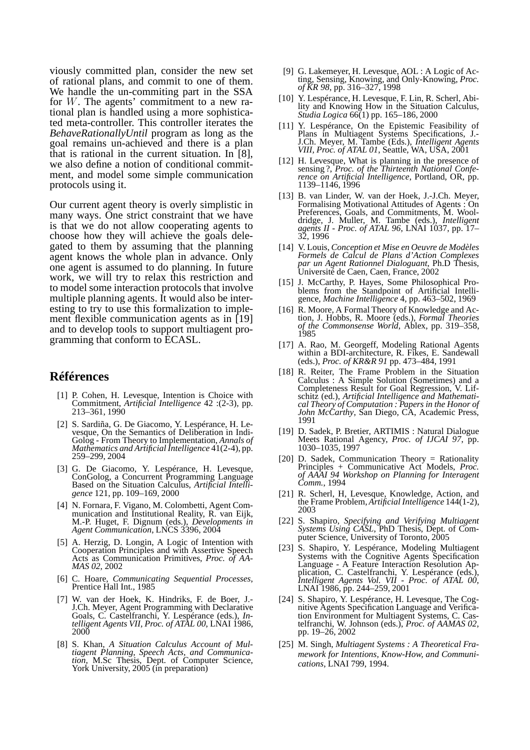viously committed plan, consider the new set of rational plans, and commit to one of them. We handle the un-commiting part in the SSA for $W$. The agents' commitment to a new rational plan is handled using a more sophisticated meta-controller. This controller iterates the *BehaveRationallyUntil* program as long as the goal remains un-achieved and there is a plan that is rational in the current situation. In [8], we also define a notion of conditional commitment, and model some simple communication protocols using it.

Our current agent theory is overly simplistic in many ways. One strict constraint that we have is that we do not allow cooperating agents to choose how they will achieve the goals delegated to them by assuming that the planning agent knows the whole plan in advance. Only one agent is assumed to do planning. In future work, we will try to relax this restriction and to model some interaction protocols that involve multiple planning agents. It would also be interesting to try to use this formalization to implement flexible communication agents as in [19] and to develop tools to support multiagent programming that conform to ECASL.

## Références

[1] P. Cohen, H. Levesque, Intention is Choice with Commitment, *Artificial Intelligence* 42 :(2-3), pp. 213–361, 1990

[2] S. Sardiña, G. De Giacomo, Y. Lespérance, H. Levesque, On the Semantics of Deliberation in IndiGolog - From Theory to Implementation, *Annals of Mathematics and Artificial Intelligence* 41(2-4), pp. 259–299, 2004

[3] G. De Giacomo, Y. Lespérance, H. Levesque, ConGolog, a Concurrent Programming Language Based on the Situation Calculus, *Artificial Intelligence* 121, pp. 109–169, 2000

[4] N. Fornara, F. Vigano, M. Colombetti, Agent Communication and Institutional Reality, R. van Eijk, M.-P. Huget, F. Dignum (eds.), *Developments in Agent Communication*, LNCS 3396, 2004

[5] A. Herzig, D. Longin, A Logic of Intention with Cooperation Principles and with Assertive Speech Acts as Communication Primitives, *Proc. of AAMAS 02*, 2002

[6] C. Hoare, *Communicating Sequential Processes*, Prentice Hall Int., 1985

[7] W. van der Hoek, K. Hindriks, F. de Boer, J.-J.Ch. Meyer, Agent Programming with Declarative Goals, C. Castelfranchi, Y. Lespérance (eds.), *Intelligent Agents VII, Proc. of ATAL 00*, LNAI 1986, 2000

[8] S. Khan, *A Situation Calculus Account of Multiagent Planning, Speech Acts, and Communication*, M.Sc Thesis, Dept. of Computer Science, York University, 2005 (in preparation)

[9] G. Lakemeyer, H. Levesque, AOL : A Logic of Acting, Sensing, Knowing, and Only-Knowing, *Proc. of KR 98*, pp. 316–327, 1998

[10] Y. Lespérance, H. Levesque, F. Lin, R. Scherl, Ability and Knowing How in the Situation Calculus, *Studia Logica* 66(1) pp. 165–186, 2000

[11] Y. Lespérance, On the Epistemic Feasibility of Plans in Multiagent Systems Specifications, J.-J.Ch. Meyer, M. Tambe (Eds.), *Intelligent Agents VIII, Proc. of ATAL 01*, Seattle, WA, USA, 2001

[12] H. Levesque, What is planning in the presence of sensing ?, *Proc. of the Thirteenth National Conference on Artificial Intelligence*, Portland, OR, pp. 1139–1146, 1996

[13] B. van Linder, W. van der Hoek, J.-J.Ch. Meyer, Formalising Motivational Attitudes of Agents : On Preferences, Goals, and Commitments, M. Wooldridge, J. Muller, M. Tambe (eds.), *Intelligent agents II - Proc. of ATAL 96*, LNAI 1037, pp. 17–32, 1996

[14] V. Louis, *Conception et Mise en Oeuvre de Modèles Formels de Calcul de Plans d'Action Complexes par un Agent Rationnel Dialoguant*, Ph.D Thesis, Université de Caen, Caen, France, 2002

[15] J. McCarthy, P. Hayes, Some Philosophical Problems from the Standpoint of Artificial Intelligence, *Machine Intelligence* 4, pp. 463–502, 1969

[16] R. Moore, A Formal Theory of Knowledge and Action, J. Hobbs, R. Moore (eds.), *Formal Theories of the Commonsense World*, Ablex, pp. 319–358, 1985

[17] A. Rao, M. Georgeff, Modeling Rational Agents within a BDI-architecture, R. Fikes, E. Sandewall (eds.), *Proc. of KR&R 91* pp. 473–484, 1991

[18] R. Reiter, The Frame Problem in the Situation Calculus : A Simple Solution (Sometimes) and a Completeness Result for Goal Regression, V. Lifschitz (ed.), *Artificial Intelligence and Mathematical Theory of Computation : Papers in the Honor of John McCarthy*, San Diego, CA, Academic Press, 1991

[19] D. Sadek, P. Bretier, ARTIMIS : Natural Dialogue Meets Rational Agency, *Proc. of IJCAI 97*, pp. 1030–1035, 1997

[20] D. Sadek, Communication Theory = Rationality Principles + Communicative Act Models, *Proc. of AAAI 94 Workshop on Planning for Interagent Comm.*, 1994

[21] R. Scherl, H, Levesque, Knowledge, Action, and the Frame Problem, *Artificial Intelligence* 144(1-2), 2003

[22] S. Shapiro, *Specifying and Verifying Multiagent Systems Using CASL*, PhD Thesis, Dept. of Computer Science, University of Toronto, 2005

[23] S. Shapiro, Y. Lespérance, Modeling Multiagent Systems with the Cognitive Agents Specification Language - A Feature Interaction Resolution Application, C. Castelfranchi, Y. Lespérance (eds.), *Intelligent Agents Vol. VII - Proc. of ATAL 00*, LNAI 1986, pp. 244–259, 2001

[24] S. Shapiro, Y. Lespérance, H. Levesque, The Cognitive Agents Specification Language and Verification Environment for Multiagent Systems, C. Castelfranchi, W. Johnson (eds.), *Proc. of AAMAS 02*, pp. 19–26, 2002

[25] M. Singh, *Multiagent Systems : A Theoretical Framework for Intentions, Know-How, and Communications*, LNAI 799, 1994.